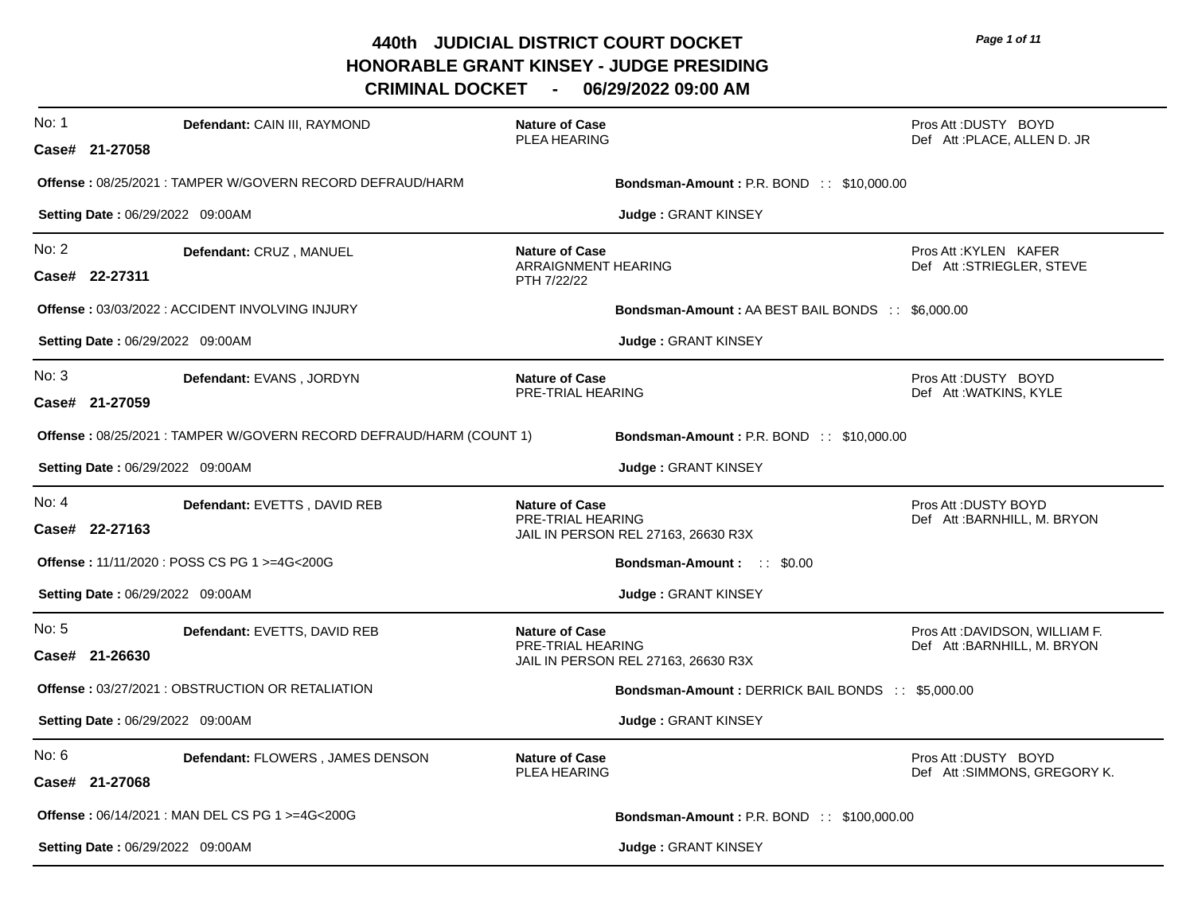# 440th JUDICIAL DISTRICT COURT DOCKET
## HONORABLE GRANT KINSEY - JUDGE PRESIDING
## CRIMINAL DOCKET - 06/29/2022 09:00 AM

---

No: 1 **Defendant:** CAIN III, RAYMOND
**Case# 21-27058**

**Nature of Case**
PLEA HEARING

Pros Att :DUSTY BOYD
Def Att :PLACE, ALLEN D. JR

**Offense :** 08/25/2021 : TAMPER W/GOVERN RECORD DEFRAUD/HARM

**Bondsman-Amount :** P.R. BOND :: $10,000.00

**Setting Date :** 06/29/2022 09:00AM

**Judge :** GRANT KINSEY

---

No: 2 **Defendant:** CRUZ , MANUEL
**Case# 22-27311**

**Nature of Case**
ARRAIGNMENT HEARING
PTH 7/22/22

Pros Att :KYLEN KAFER
Def Att :STRIEGLER, STEVE

**Offense :** 03/03/2022 : ACCIDENT INVOLVING INJURY

**Bondsman-Amount :** AA BEST BAIL BONDS :: $6,000.00

**Setting Date :** 06/29/2022 09:00AM

**Judge :** GRANT KINSEY

---

No: 3 **Defendant:** EVANS , JORDYN
**Case# 21-27059**

**Nature of Case**
PRE-TRIAL HEARING

Pros Att :DUSTY BOYD
Def Att :WATKINS, KYLE

**Offense :** 08/25/2021 : TAMPER W/GOVERN RECORD DEFRAUD/HARM (COUNT 1)

**Bondsman-Amount :** P.R. BOND :: $10,000.00

**Setting Date :** 06/29/2022 09:00AM

**Judge :** GRANT KINSEY

---

No: 4 **Defendant:** EVETTS , DAVID REB
**Case# 22-27163**

**Nature of Case**
PRE-TRIAL HEARING
JAIL IN PERSON REL 27163, 26630 R3X

Pros Att :DUSTY BOYD
Def Att :BARNHILL, M. BRYON

**Offense :** 11/11/2020 : POSS CS PG 1 >=4G<200G

**Bondsman-Amount :** :: $0.00

**Setting Date :** 06/29/2022 09:00AM

**Judge :** GRANT KINSEY

---

No: 5 **Defendant:** EVETTS, DAVID REB
**Case# 21-26630**

**Nature of Case**
PRE-TRIAL HEARING
JAIL IN PERSON REL 27163, 26630 R3X

Pros Att :DAVIDSON, WILLIAM F.
Def Att :BARNHILL, M. BRYON

**Offense :** 03/27/2021 : OBSTRUCTION OR RETALIATION

**Bondsman-Amount :** DERRICK BAIL BONDS :: $5,000.00

**Setting Date :** 06/29/2022 09:00AM

**Judge :** GRANT KINSEY

---

No: 6 **Defendant:** FLOWERS , JAMES DENSON
**Case# 21-27068**

**Nature of Case**
PLEA HEARING

Pros Att :DUSTY BOYD
Def Att :SIMMONS, GREGORY K.

**Offense :** 06/14/2021 : MAN DEL CS PG 1 >=4G<200G

**Bondsman-Amount :** P.R. BOND :: $100,000.00

**Setting Date :** 06/29/2022 09:00AM

**Judge :** GRANT KINSEY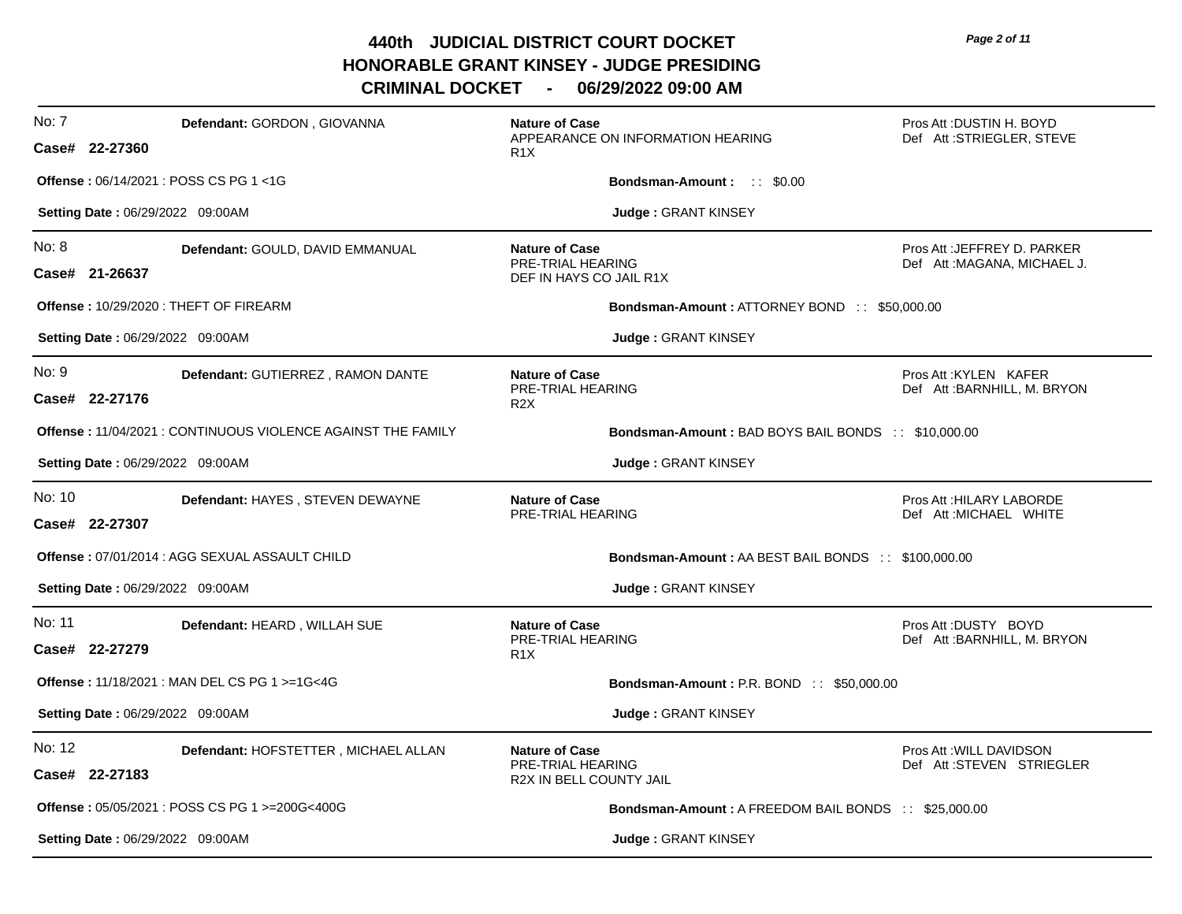# 440th JUDICIAL DISTRICT COURT DOCKET
## HONORABLE GRANT KINSEY - JUDGE PRESIDING
## CRIMINAL DOCKET - 06/29/2022 09:00 AM

---

No: 7 **Defendant:** GORDON , GIOVANNA
**Case# 22-27360**

**Nature of Case**
APPEARANCE ON INFORMATION HEARING
R1X

Pros Att :DUSTIN H. BOYD
Def Att :STRIEGLER, STEVE

**Offense :** 06/14/2021 : POSS CS PG 1 <1G

**Bondsman-Amount :** : : $0.00

**Setting Date :** 06/29/2022 09:00AM

**Judge :** GRANT KINSEY

---

No: 8 **Defendant:** GOULD, DAVID EMMANUAL
**Case# 21-26637**

**Nature of Case**
PRE-TRIAL HEARING
DEF IN HAYS CO JAIL R1X

Pros Att :JEFFREY D. PARKER
Def Att :MAGANA, MICHAEL J.

**Offense :** 10/29/2020 : THEFT OF FIREARM

**Bondsman-Amount :** ATTORNEY BOND : : $50,000.00

**Setting Date :** 06/29/2022 09:00AM

**Judge :** GRANT KINSEY

---

No: 9 **Defendant:** GUTIERREZ , RAMON DANTE
**Case# 22-27176**

**Nature of Case**
PRE-TRIAL HEARING
R2X

Pros Att :KYLEN KAFER
Def Att :BARNHILL, M. BRYON

**Offense :** 11/04/2021 : CONTINUOUS VIOLENCE AGAINST THE FAMILY

**Bondsman-Amount :** BAD BOYS BAIL BONDS : : $10,000.00

**Setting Date :** 06/29/2022 09:00AM

**Judge :** GRANT KINSEY

---

No: 10 **Defendant:** HAYES , STEVEN DEWAYNE
**Case# 22-27307**

**Nature of Case**
PRE-TRIAL HEARING

Pros Att :HILARY LABORDE
Def Att :MICHAEL WHITE

**Offense :** 07/01/2014 : AGG SEXUAL ASSAULT CHILD

**Bondsman-Amount :** AA BEST BAIL BONDS : : $100,000.00

**Setting Date :** 06/29/2022 09:00AM

**Judge :** GRANT KINSEY

---

No: 11 **Defendant:** HEARD , WILLAH SUE
**Case# 22-27279**

**Nature of Case**
PRE-TRIAL HEARING
R1X

Pros Att :DUSTY BOYD
Def Att :BARNHILL, M. BRYON

**Offense :** 11/18/2021 : MAN DEL CS PG 1 >=1G<4G

**Bondsman-Amount :** P.R. BOND : : $50,000.00

**Setting Date :** 06/29/2022 09:00AM

**Judge :** GRANT KINSEY

---

No: 12 **Defendant:** HOFSTETTER , MICHAEL ALLAN
**Case# 22-27183**

**Nature of Case**
PRE-TRIAL HEARING
R2X IN BELL COUNTY JAIL

Pros Att :WILL DAVIDSON
Def Att :STEVEN STRIEGLER

**Offense :** 05/05/2021 : POSS CS PG 1 >=200G<400G

**Bondsman-Amount :** A FREEDOM BAIL BONDS : : $25,000.00

**Setting Date :** 06/29/2022 09:00AM

**Judge :** GRANT KINSEY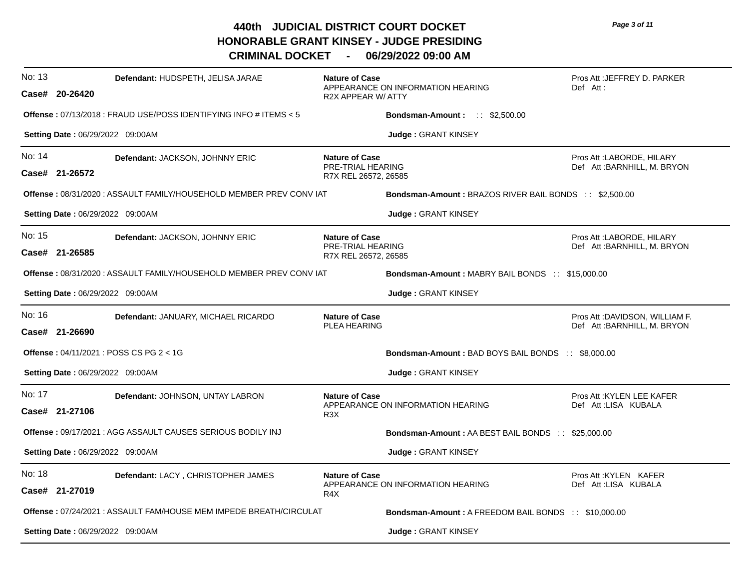# 440th JUDICIAL DISTRICT COURT DOCKET
## HONORABLE GRANT KINSEY - JUDGE PRESIDING
## CRIMINAL DOCKET - 06/29/2022 09:00 AM

---

No: 13 **Defendant:** HUDSPETH, JELISA JARAE

**Case# 20-26420**

**Nature of Case**
APPEARANCE ON INFORMATION HEARING
R2X APPEAR W/ ATTY

Pros Att :JEFFREY D. PARKER
Def Att :

**Offense :** 07/13/2018 : FRAUD USE/POSS IDENTIFYING INFO # ITEMS < 5

**Bondsman-Amount :** :: $2,500.00

**Setting Date :** 06/29/2022 09:00AM

**Judge :** GRANT KINSEY

---

No: 14 **Defendant:** JACKSON, JOHNNY ERIC

**Case# 21-26572**

**Nature of Case**
PRE-TRIAL HEARING
R7X REL 26572, 26585

Pros Att :LABORDE, HILARY
Def Att :BARNHILL, M. BRYON

**Offense :** 08/31/2020 : ASSAULT FAMILY/HOUSEHOLD MEMBER PREV CONV IAT

**Bondsman-Amount :** BRAZOS RIVER BAIL BONDS :: $2,500.00

**Setting Date :** 06/29/2022 09:00AM

**Judge :** GRANT KINSEY

---

No: 15 **Defendant:** JACKSON, JOHNNY ERIC

**Case# 21-26585**

**Nature of Case**
PRE-TRIAL HEARING
R7X REL 26572, 26585

Pros Att :LABORDE, HILARY
Def Att :BARNHILL, M. BRYON

**Offense :** 08/31/2020 : ASSAULT FAMILY/HOUSEHOLD MEMBER PREV CONV IAT

**Bondsman-Amount :** MABRY BAIL BONDS :: $15,000.00

**Setting Date :** 06/29/2022 09:00AM

**Judge :** GRANT KINSEY

---

No: 16 **Defendant:** JANUARY, MICHAEL RICARDO

**Case# 21-26690**

**Nature of Case**
PLEA HEARING

Pros Att :DAVIDSON, WILLIAM F.
Def Att :BARNHILL, M. BRYON

**Offense :** 04/11/2021 : POSS CS PG 2 < 1G

**Bondsman-Amount :** BAD BOYS BAIL BONDS :: $8,000.00

**Setting Date :** 06/29/2022 09:00AM

**Judge :** GRANT KINSEY

---

No: 17 **Defendant:** JOHNSON, UNTAY LABRON

**Case# 21-27106**

**Nature of Case**
APPEARANCE ON INFORMATION HEARING
R3X

Pros Att :KYLEN LEE KAFER
Def Att :LISA KUBALA

**Offense :** 09/17/2021 : AGG ASSAULT CAUSES SERIOUS BODILY INJ

**Bondsman-Amount :** AA BEST BAIL BONDS :: $25,000.00

**Setting Date :** 06/29/2022 09:00AM

**Judge :** GRANT KINSEY

---

No: 18 **Defendant:** LACY , CHRISTOPHER JAMES

**Case# 21-27019**

**Nature of Case**
APPEARANCE ON INFORMATION HEARING
R4X

Pros Att :KYLEN KAFER
Def Att :LISA KUBALA

**Offense :** 07/24/2021 : ASSAULT FAM/HOUSE MEM IMPEDE BREATH/CIRCULAT

**Bondsman-Amount :** A FREEDOM BAIL BONDS :: $10,000.00

**Setting Date :** 06/29/2022 09:00AM

**Judge :** GRANT KINSEY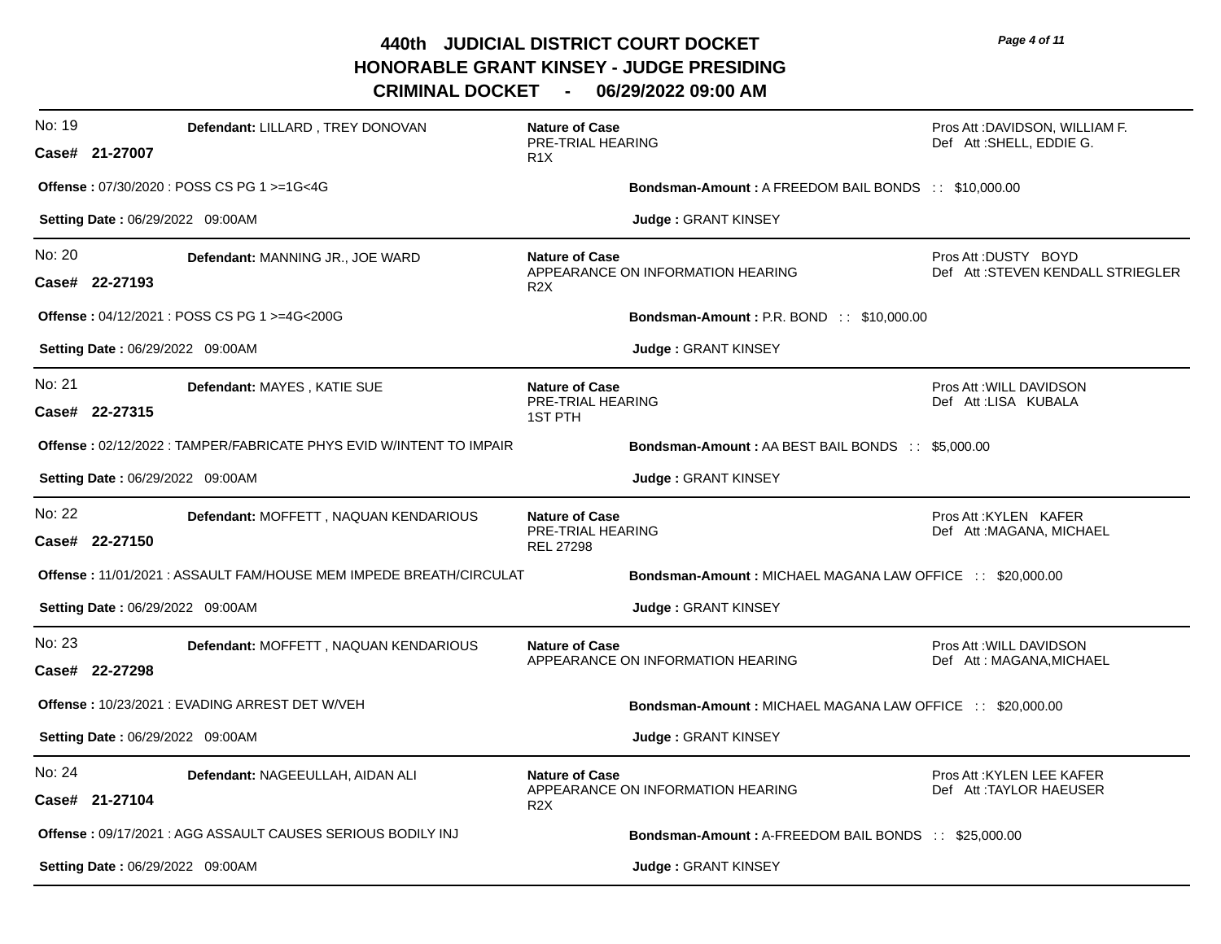# 440th JUDICIAL DISTRICT COURT DOCKET
## HONORABLE GRANT KINSEY - JUDGE PRESIDING
## CRIMINAL DOCKET - 06/29/2022 09:00 AM

---

**No: 19**
**Case# 21-27007**
**Defendant:** LILLARD , TREY DONOVAN
**Nature of Case**
PRE-TRIAL HEARING
R1X
Pros Att :DAVIDSON, WILLIAM F.
Def Att :SHELL, EDDIE G.

**Offense :** 07/30/2020 : POSS CS PG 1 >=1G<4G
**Bondsman-Amount :** A FREEDOM BAIL BONDS :: $10,000.00

**Setting Date :** 06/29/2022 09:00AM
**Judge :** GRANT KINSEY

---

**No: 20**
**Case# 22-27193**
**Defendant:** MANNING JR., JOE WARD
**Nature of Case**
APPEARANCE ON INFORMATION HEARING
R2X
Pros Att :DUSTY BOYD
Def Att :STEVEN KENDALL STRIEGLER

**Offense :** 04/12/2021 : POSS CS PG 1 >=4G<200G
**Bondsman-Amount :** P.R. BOND :: $10,000.00

**Setting Date :** 06/29/2022 09:00AM
**Judge :** GRANT KINSEY

---

**No: 21**
**Case# 22-27315**
**Defendant:** MAYES , KATIE SUE
**Nature of Case**
PRE-TRIAL HEARING
1ST PTH
Pros Att :WILL DAVIDSON
Def Att :LISA KUBALA

**Offense :** 02/12/2022 : TAMPER/FABRICATE PHYS EVID W/INTENT TO IMPAIR
**Bondsman-Amount :** AA BEST BAIL BONDS :: $5,000.00

**Setting Date :** 06/29/2022 09:00AM
**Judge :** GRANT KINSEY

---

**No: 22**
**Case# 22-27150**
**Defendant:** MOFFETT , NAQUAN KENDARIOUS
**Nature of Case**
PRE-TRIAL HEARING
REL 27298
Pros Att :KYLEN KAFER
Def Att :MAGANA, MICHAEL

**Offense :** 11/01/2021 : ASSAULT FAM/HOUSE MEM IMPEDE BREATH/CIRCULAT
**Bondsman-Amount :** MICHAEL MAGANA LAW OFFICE :: $20,000.00

**Setting Date :** 06/29/2022 09:00AM
**Judge :** GRANT KINSEY

---

**No: 23**
**Case# 22-27298**
**Defendant:** MOFFETT , NAQUAN KENDARIOUS
**Nature of Case**
APPEARANCE ON INFORMATION HEARING
Pros Att :WILL DAVIDSON
Def Att : MAGANA,MICHAEL

**Offense :** 10/23/2021 : EVADING ARREST DET W/VEH
**Bondsman-Amount :** MICHAEL MAGANA LAW OFFICE :: $20,000.00

**Setting Date :** 06/29/2022 09:00AM
**Judge :** GRANT KINSEY

---

**No: 24**
**Case# 21-27104**
**Defendant:** NAGEEULLAH, AIDAN ALI
**Nature of Case**
APPEARANCE ON INFORMATION HEARING
R2X
Pros Att :KYLEN LEE KAFER
Def Att :TAYLOR HAEUSER

**Offense :** 09/17/2021 : AGG ASSAULT CAUSES SERIOUS BODILY INJ
**Bondsman-Amount :** A-FREEDOM BAIL BONDS :: $25,000.00

**Setting Date :** 06/29/2022 09:00AM
**Judge :** GRANT KINSEY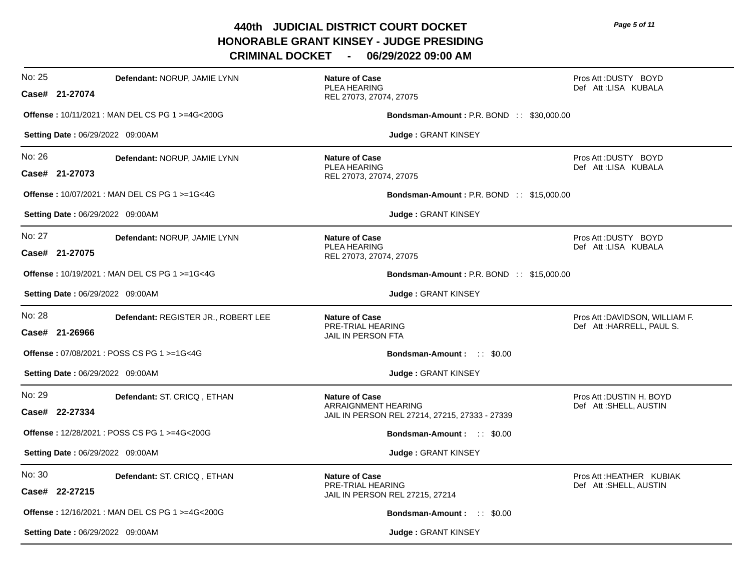# 440th JUDICIAL DISTRICT COURT DOCKET
## HONORABLE GRANT KINSEY - JUDGE PRESIDING
## CRIMINAL DOCKET - 06/29/2022 09:00 AM

---

**No: 25** | **Defendant:** NORUP, JAMIE LYNN
**Case# 21-27074**

**Nature of Case**
PLEA HEARING
REL 27073, 27074, 27075

Pros Att :DUSTY BOYD
Def Att :LISA KUBALA

**Offense :** 10/11/2021 : MAN DEL CS PG 1 >=4G<200G
**Bondsman-Amount :** P.R. BOND :: $30,000.00

**Setting Date :** 06/29/2022 09:00AM
**Judge :** GRANT KINSEY

---

**No: 26** | **Defendant:** NORUP, JAMIE LYNN
**Case# 21-27073**

**Nature of Case**
PLEA HEARING
REL 27073, 27074, 27075

Pros Att :DUSTY BOYD
Def Att :LISA KUBALA

**Offense :** 10/07/2021 : MAN DEL CS PG 1 >=1G<4G
**Bondsman-Amount :** P.R. BOND :: $15,000.00

**Setting Date :** 06/29/2022 09:00AM
**Judge :** GRANT KINSEY

---

**No: 27** | **Defendant:** NORUP, JAMIE LYNN
**Case# 21-27075**

**Nature of Case**
PLEA HEARING
REL 27073, 27074, 27075

Pros Att :DUSTY BOYD
Def Att :LISA KUBALA

**Offense :** 10/19/2021 : MAN DEL CS PG 1 >=1G<4G
**Bondsman-Amount :** P.R. BOND :: $15,000.00

**Setting Date :** 06/29/2022 09:00AM
**Judge :** GRANT KINSEY

---

**No: 28** | **Defendant:** REGISTER JR., ROBERT LEE
**Case# 21-26966**

**Nature of Case**
PRE-TRIAL HEARING
JAIL IN PERSON FTA

Pros Att :DAVIDSON, WILLIAM F.
Def Att :HARRELL, PAUL S.

**Offense :** 07/08/2021 : POSS CS PG 1 >=1G<4G
**Bondsman-Amount :** :: $0.00

**Setting Date :** 06/29/2022 09:00AM
**Judge :** GRANT KINSEY

---

**No: 29** | **Defendant:** ST. CRICQ , ETHAN
**Case# 22-27334**

**Nature of Case**
ARRAIGNMENT HEARING
JAIL IN PERSON REL 27214, 27215, 27333 - 27339

Pros Att :DUSTIN H. BOYD
Def Att :SHELL, AUSTIN

**Offense :** 12/28/2021 : POSS CS PG 1 >=4G<200G
**Bondsman-Amount :** :: $0.00

**Setting Date :** 06/29/2022 09:00AM
**Judge :** GRANT KINSEY

---

**No: 30** | **Defendant:** ST. CRICQ , ETHAN
**Case# 22-27215**

**Nature of Case**
PRE-TRIAL HEARING
JAIL IN PERSON REL 27215, 27214

Pros Att :HEATHER KUBIAK
Def Att :SHELL, AUSTIN

**Offense :** 12/16/2021 : MAN DEL CS PG 1 >=4G<200G
**Bondsman-Amount :** :: $0.00

**Setting Date :** 06/29/2022 09:00AM
**Judge :** GRANT KINSEY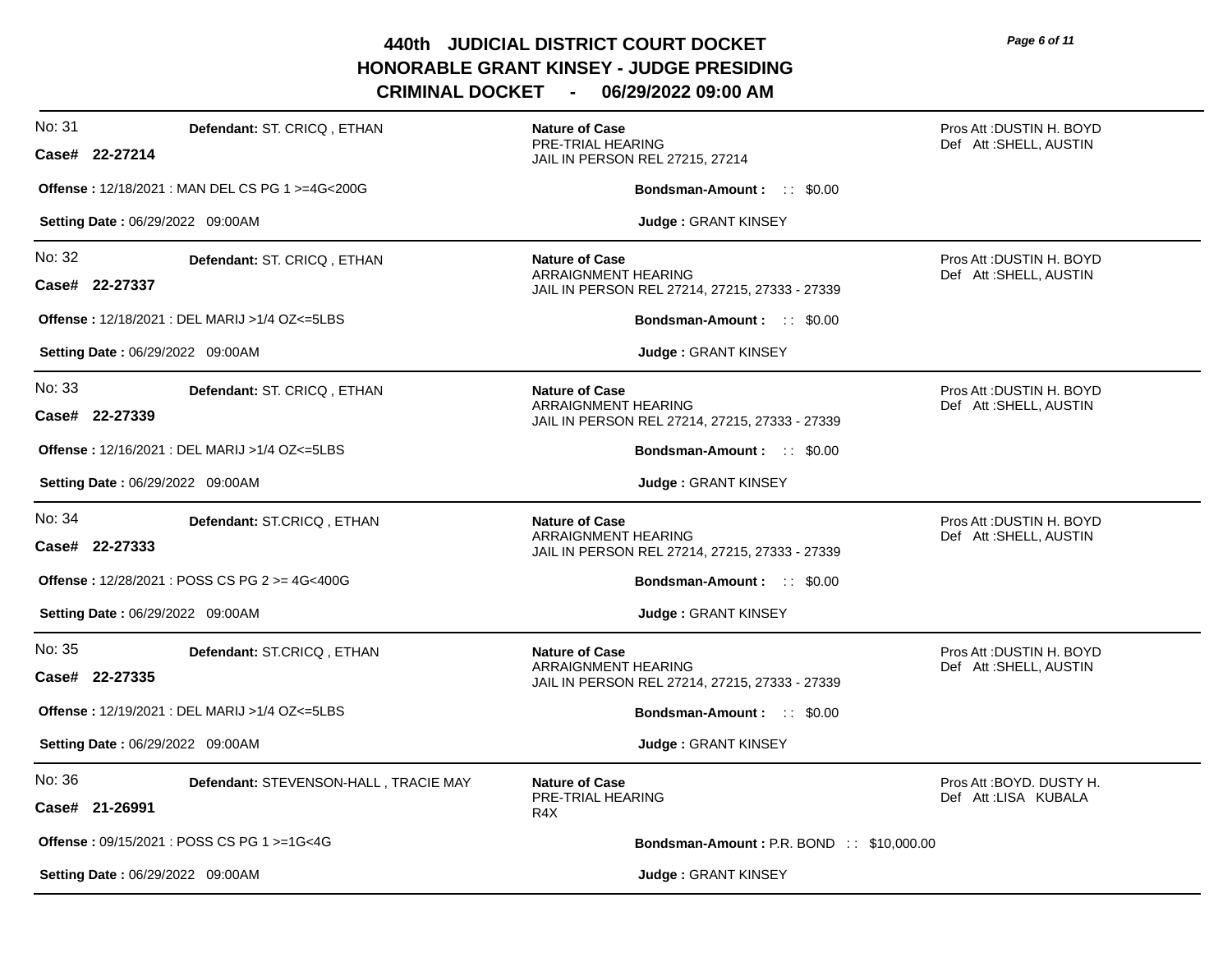# 440th JUDICIAL DISTRICT COURT DOCKET
## HONORABLE GRANT KINSEY - JUDGE PRESIDING
## CRIMINAL DOCKET - 06/29/2022 09:00 AM

---

**No: 31** | **Defendant:** ST. CRICQ , ETHAN | **Nature of Case** PRE-TRIAL HEARING JAIL IN PERSON REL 27215, 27214 | Pros Att :DUSTIN H. BOYD Def Att :SHELL, AUSTIN

**Case# 22-27214**

**Offense :** 12/18/2021 : MAN DEL CS PG 1 >=4G<200G

**Bondsman-Amount :** : : $0.00

**Setting Date :** 06/29/2022 09:00AM

**Judge :** GRANT KINSEY

---

**No: 32** | **Defendant:** ST. CRICQ , ETHAN | **Nature of Case** ARRAIGNMENT HEARING JAIL IN PERSON REL 27214, 27215, 27333 - 27339 | Pros Att :DUSTIN H. BOYD Def Att :SHELL, AUSTIN

**Case# 22-27337**

**Offense :** 12/18/2021 : DEL MARIJ >1/4 OZ<=5LBS

**Bondsman-Amount :** : : $0.00

**Setting Date :** 06/29/2022 09:00AM

**Judge :** GRANT KINSEY

---

**No: 33** | **Defendant:** ST. CRICQ , ETHAN | **Nature of Case** ARRAIGNMENT HEARING JAIL IN PERSON REL 27214, 27215, 27333 - 27339 | Pros Att :DUSTIN H. BOYD Def Att :SHELL, AUSTIN

**Case# 22-27339**

**Offense :** 12/16/2021 : DEL MARIJ >1/4 OZ<=5LBS

**Bondsman-Amount :** : : $0.00

**Setting Date :** 06/29/2022 09:00AM

**Judge :** GRANT KINSEY

---

**No: 34** | **Defendant:** ST.CRICQ , ETHAN | **Nature of Case** ARRAIGNMENT HEARING JAIL IN PERSON REL 27214, 27215, 27333 - 27339 | Pros Att :DUSTIN H. BOYD Def Att :SHELL, AUSTIN

**Case# 22-27333**

**Offense :** 12/28/2021 : POSS CS PG 2 >= 4G<400G

**Bondsman-Amount :** : : $0.00

**Setting Date :** 06/29/2022 09:00AM

**Judge :** GRANT KINSEY

---

**No: 35** | **Defendant:** ST.CRICQ , ETHAN | **Nature of Case** ARRAIGNMENT HEARING JAIL IN PERSON REL 27214, 27215, 27333 - 27339 | Pros Att :DUSTIN H. BOYD Def Att :SHELL, AUSTIN

**Case# 22-27335**

**Offense :** 12/19/2021 : DEL MARIJ >1/4 OZ<=5LBS

**Bondsman-Amount :** : : $0.00

**Setting Date :** 06/29/2022 09:00AM

**Judge :** GRANT KINSEY

---

**No: 36** | **Defendant:** STEVENSON-HALL , TRACIE MAY | **Nature of Case** PRE-TRIAL HEARING R4X | Pros Att :BOYD. DUSTY H. Def Att :LISA KUBALA

**Case# 21-26991**

**Offense :** 09/15/2021 : POSS CS PG 1 >=1G<4G

**Bondsman-Amount :** P.R. BOND : : $10,000.00

**Setting Date :** 06/29/2022 09:00AM

**Judge :** GRANT KINSEY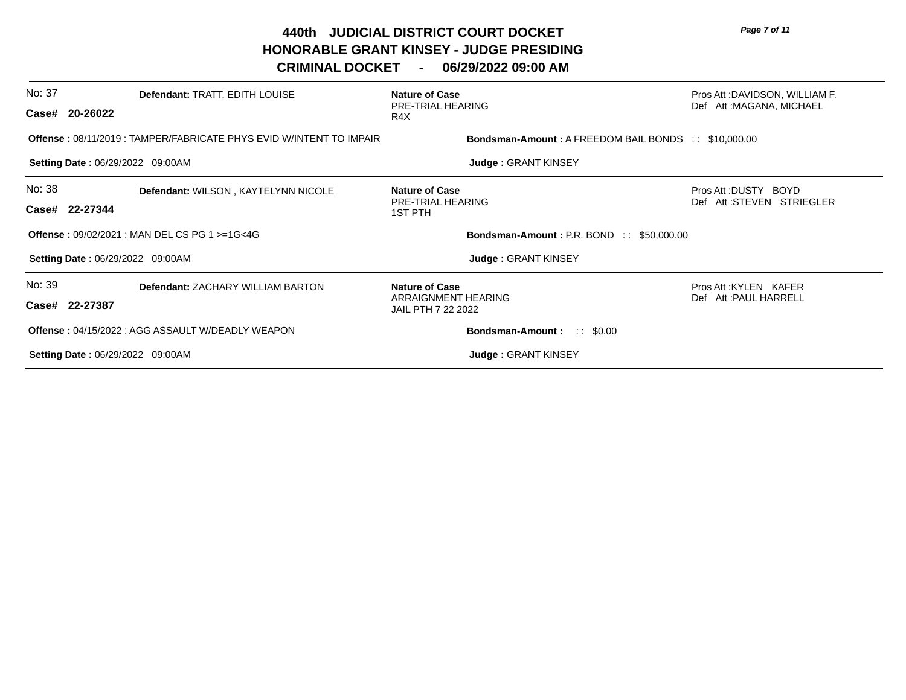# 440th JUDICIAL DISTRICT COURT DOCKET
## HONORABLE GRANT KINSEY - JUDGE PRESIDING
## CRIMINAL DOCKET - 06/29/2022 09:00 AM

---

No: 37 **Defendant:** TRATT, EDITH LOUISE **Nature of Case** PRE-TRIAL HEARING R4X Pros Att :DAVIDSON, WILLIAM F. Def Att :MAGANA, MICHAEL

**Case# 20-26022**

**Offense :** 08/11/2019 : TAMPER/FABRICATE PHYS EVID W/INTENT TO IMPAIR **Bondsman-Amount :** A FREEDOM BAIL BONDS :: $10,000.00

**Setting Date :** 06/29/2022 09:00AM **Judge :** GRANT KINSEY

---

No: 38 **Defendant:** WILSON , KAYTELYNN NICOLE **Nature of Case** PRE-TRIAL HEARING 1ST PTH Pros Att :DUSTY BOYD Def Att :STEVEN STRIEGLER

**Case# 22-27344**

**Offense :** 09/02/2021 : MAN DEL CS PG 1 >=1G<4G **Bondsman-Amount :** P.R. BOND :: $50,000.00

**Setting Date :** 06/29/2022 09:00AM **Judge :** GRANT KINSEY

---

No: 39 **Defendant:** ZACHARY WILLIAM BARTON **Nature of Case** ARRAIGNMENT HEARING JAIL PTH 7 22 2022 Pros Att :KYLEN KAFER Def Att :PAUL HARRELL

**Case# 22-27387**

**Offense :** 04/15/2022 : AGG ASSAULT W/DEADLY WEAPON **Bondsman-Amount :** :: $0.00

**Setting Date :** 06/29/2022 09:00AM **Judge :** GRANT KINSEY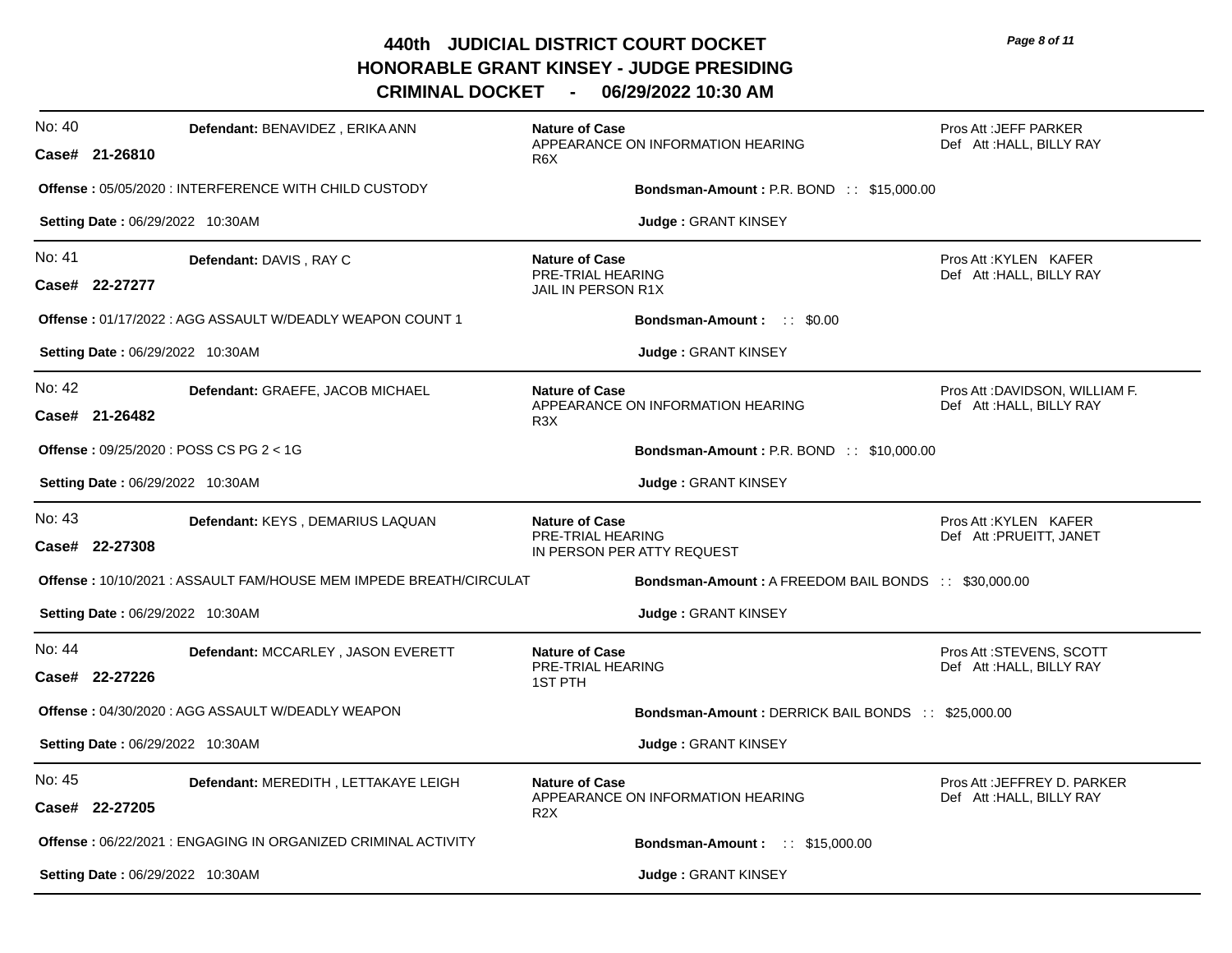# 440th JUDICIAL DISTRICT COURT DOCKET
## HONORABLE GRANT KINSEY - JUDGE PRESIDING
## CRIMINAL DOCKET - 06/29/2022 10:30 AM

---

No: 40 **Defendant:** BENAVIDEZ , ERIKA ANN **Nature of Case** APPEARANCE ON INFORMATION HEARING R6X Pros Att :JEFF PARKER Def Att :HALL, BILLY RAY

**Case# 21-26810**

**Offense :** 05/05/2020 : INTERFERENCE WITH CHILD CUSTODY **Bondsman-Amount :** P.R. BOND : : $15,000.00

**Setting Date :** 06/29/2022 10:30AM **Judge :** GRANT KINSEY

---

No: 41 **Defendant:** DAVIS , RAY C **Nature of Case** PRE-TRIAL HEARING JAIL IN PERSON R1X Pros Att :KYLEN KAFER Def Att :HALL, BILLY RAY

**Case# 22-27277**

**Offense :** 01/17/2022 : AGG ASSAULT W/DEADLY WEAPON COUNT 1 **Bondsman-Amount :** : : $0.00

**Setting Date :** 06/29/2022 10:30AM **Judge :** GRANT KINSEY

---

No: 42 **Defendant:** GRAEFE, JACOB MICHAEL **Nature of Case** APPEARANCE ON INFORMATION HEARING R3X Pros Att :DAVIDSON, WILLIAM F. Def Att :HALL, BILLY RAY

**Case# 21-26482**

**Offense :** 09/25/2020 : POSS CS PG 2 < 1G **Bondsman-Amount :** P.R. BOND : : $10,000.00

**Setting Date :** 06/29/2022 10:30AM **Judge :** GRANT KINSEY

---

No: 43 **Defendant:** KEYS , DEMARIUS LAQUAN **Nature of Case** PRE-TRIAL HEARING IN PERSON PER ATTY REQUEST Pros Att :KYLEN KAFER Def Att :PRUEITT, JANET

**Case# 22-27308**

**Offense :** 10/10/2021 : ASSAULT FAM/HOUSE MEM IMPEDE BREATH/CIRCULAT **Bondsman-Amount :** A FREEDOM BAIL BONDS : : $30,000.00

**Setting Date :** 06/29/2022 10:30AM **Judge :** GRANT KINSEY

---

No: 44 **Defendant:** MCCARLEY , JASON EVERETT **Nature of Case** PRE-TRIAL HEARING 1ST PTH Pros Att :STEVENS, SCOTT Def Att :HALL, BILLY RAY

**Case# 22-27226**

**Offense :** 04/30/2020 : AGG ASSAULT W/DEADLY WEAPON **Bondsman-Amount :** DERRICK BAIL BONDS : : $25,000.00

**Setting Date :** 06/29/2022 10:30AM **Judge :** GRANT KINSEY

---

No: 45 **Defendant:** MEREDITH , LETTAKAYE LEIGH **Nature of Case** APPEARANCE ON INFORMATION HEARING R2X Pros Att :JEFFREY D. PARKER Def Att :HALL, BILLY RAY

**Case# 22-27205**

**Offense :** 06/22/2021 : ENGAGING IN ORGANIZED CRIMINAL ACTIVITY **Bondsman-Amount :** : : $15,000.00

**Setting Date :** 06/29/2022 10:30AM **Judge :** GRANT KINSEY

---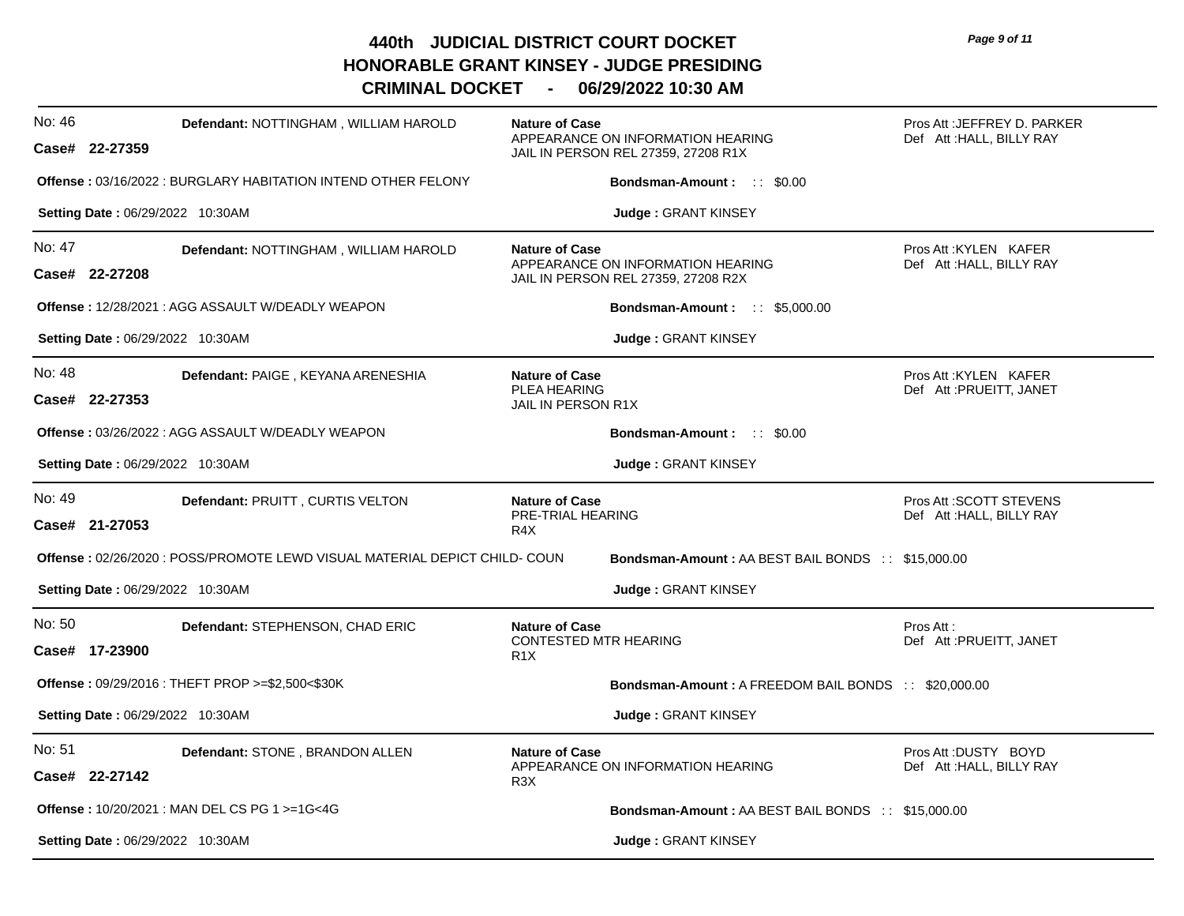# 440th JUDICIAL DISTRICT COURT DOCKET
## HONORABLE GRANT KINSEY - JUDGE PRESIDING
## CRIMINAL DOCKET - 06/29/2022 10:30 AM

---

No: 46 **Defendant:** NOTTINGHAM , WILLIAM HAROLD
**Case# 22-27359**

**Nature of Case**
APPEARANCE ON INFORMATION HEARING
JAIL IN PERSON REL 27359, 27208 R1X

Pros Att :JEFFREY D. PARKER
Def Att :HALL, BILLY RAY

**Offense :** 03/16/2022 : BURGLARY HABITATION INTEND OTHER FELONY

**Bondsman-Amount :** :: $0.00

**Setting Date :** 06/29/2022 10:30AM

**Judge :** GRANT KINSEY

---

No: 47 **Defendant:** NOTTINGHAM , WILLIAM HAROLD
**Case# 22-27208**

**Nature of Case**
APPEARANCE ON INFORMATION HEARING
JAIL IN PERSON REL 27359, 27208 R2X

Pros Att :KYLEN KAFER
Def Att :HALL, BILLY RAY

**Offense :** 12/28/2021 : AGG ASSAULT W/DEADLY WEAPON

**Bondsman-Amount :** :: $5,000.00

**Setting Date :** 06/29/2022 10:30AM

**Judge :** GRANT KINSEY

---

No: 48 **Defendant:** PAIGE , KEYANA ARENESHIA
**Case# 22-27353**

**Nature of Case**
PLEA HEARING
JAIL IN PERSON R1X

Pros Att :KYLEN KAFER
Def Att :PRUEITT, JANET

**Offense :** 03/26/2022 : AGG ASSAULT W/DEADLY WEAPON

**Bondsman-Amount :** :: $0.00

**Setting Date :** 06/29/2022 10:30AM

**Judge :** GRANT KINSEY

---

No: 49 **Defendant:** PRUITT , CURTIS VELTON
**Case# 21-27053**

**Nature of Case**
PRE-TRIAL HEARING
R4X

Pros Att :SCOTT STEVENS
Def Att :HALL, BILLY RAY

**Offense :** 02/26/2020 : POSS/PROMOTE LEWD VISUAL MATERIAL DEPICT CHILD- COUN

**Bondsman-Amount :** AA BEST BAIL BONDS :: $15,000.00

**Setting Date :** 06/29/2022 10:30AM

**Judge :** GRANT KINSEY

---

No: 50 **Defendant:** STEPHENSON, CHAD ERIC
**Case# 17-23900**

**Nature of Case**
CONTESTED MTR HEARING
R1X

Pros Att :
Def Att :PRUEITT, JANET

**Offense :** 09/29/2016 : THEFT PROP >=$2,500<$30K

**Bondsman-Amount :** A FREEDOM BAIL BONDS :: $20,000.00

**Setting Date :** 06/29/2022 10:30AM

**Judge :** GRANT KINSEY

---

No: 51 **Defendant:** STONE , BRANDON ALLEN
**Case# 22-27142**

**Nature of Case**
APPEARANCE ON INFORMATION HEARING
R3X

Pros Att :DUSTY BOYD
Def Att :HALL, BILLY RAY

**Offense :** 10/20/2021 : MAN DEL CS PG 1 >=1G<4G

**Bondsman-Amount :** AA BEST BAIL BONDS :: $15,000.00

**Setting Date :** 06/29/2022 10:30AM

**Judge :** GRANT KINSEY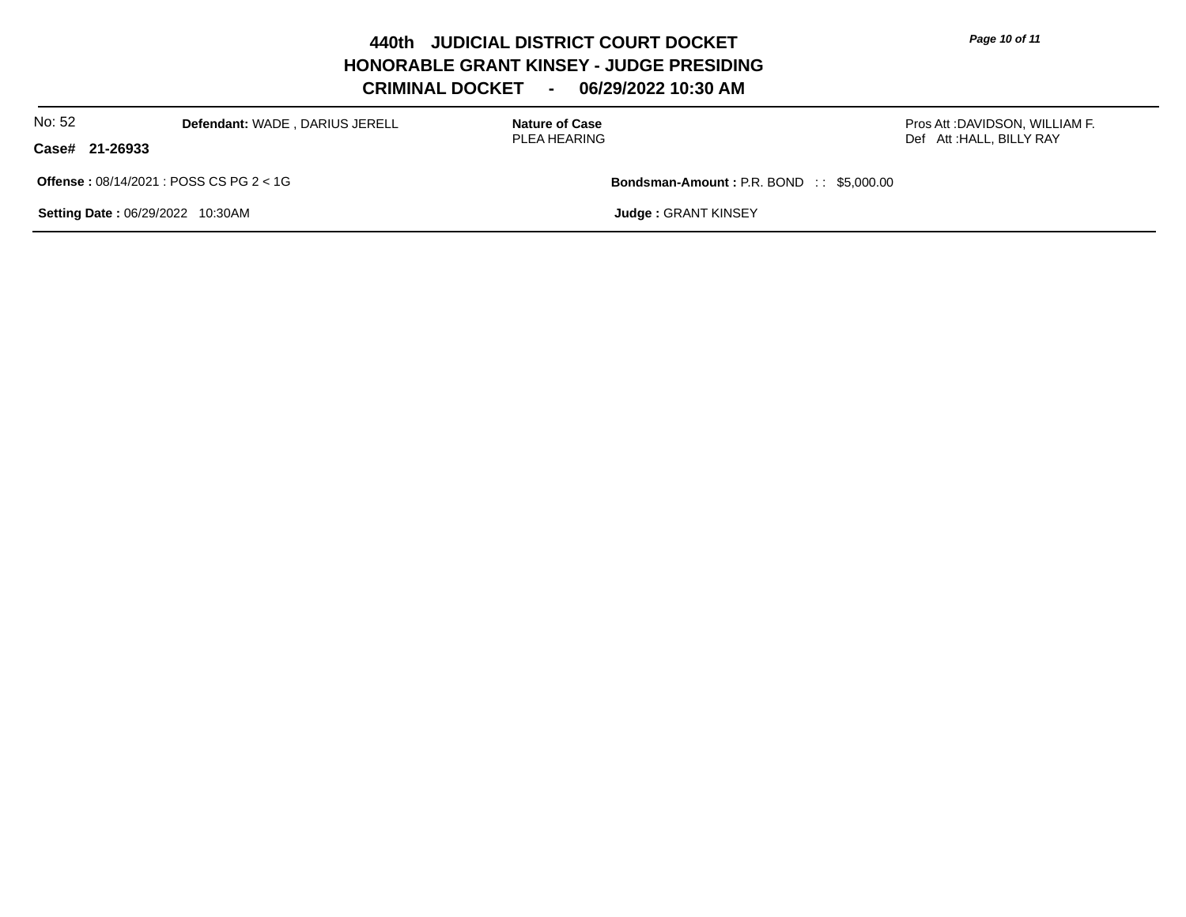# 440th JUDICIAL DISTRICT COURT DOCKET
## HONORABLE GRANT KINSEY - JUDGE PRESIDING
## CRIMINAL DOCKET - 06/29/2022 10:30 AM

No: 52 **Defendant:** WADE , DARIUS JERELL **Nature of Case** PLEA HEARING Pros Att :DAVIDSON, WILLIAM F.
**Case# 21-26933** Def Att :HALL, BILLY RAY

**Offense :** 08/14/2021 : POSS CS PG 2 < 1G **Bondsman-Amount :** P.R. BOND : : $5,000.00

**Setting Date :** 06/29/2022 10:30AM **Judge :** GRANT KINSEY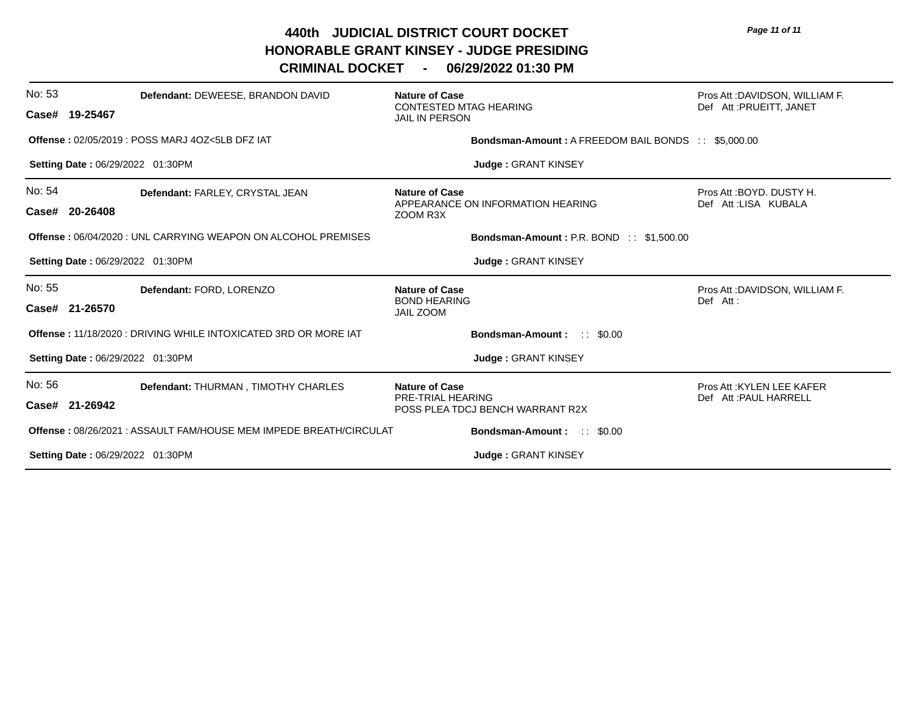# 440th JUDICIAL DISTRICT COURT DOCKET
## HONORABLE GRANT KINSEY - JUDGE PRESIDING
## CRIMINAL DOCKET - 06/29/2022 01:30 PM

---

No: 53 **Defendant:** DEWEESE, BRANDON DAVID
**Case# 19-25467**

**Nature of Case**
CONTESTED MTAG HEARING
JAIL IN PERSON

Pros Att :DAVIDSON, WILLIAM F.
Def Att :PRUEITT, JANET

**Offense :** 02/05/2019 : POSS MARJ 4OZ<5LB DFZ IAT

**Bondsman-Amount :** A FREEDOM BAIL BONDS :: $5,000.00

**Setting Date :** 06/29/2022 01:30PM

**Judge :** GRANT KINSEY

---

No: 54 **Defendant:** FARLEY, CRYSTAL JEAN
**Case# 20-26408**

**Nature of Case**
APPEARANCE ON INFORMATION HEARING
ZOOM R3X

Pros Att :BOYD. DUSTY H.
Def Att :LISA KUBALA

**Offense :** 06/04/2020 : UNL CARRYING WEAPON ON ALCOHOL PREMISES

**Bondsman-Amount :** P.R. BOND :: $1,500.00

**Setting Date :** 06/29/2022 01:30PM

**Judge :** GRANT KINSEY

---

No: 55 **Defendant:** FORD, LORENZO
**Case# 21-26570**

**Nature of Case**
BOND HEARING
JAIL ZOOM

Pros Att :DAVIDSON, WILLIAM F.
Def Att :

**Offense :** 11/18/2020 : DRIVING WHILE INTOXICATED 3RD OR MORE IAT

**Bondsman-Amount :** :: $0.00

**Setting Date :** 06/29/2022 01:30PM

**Judge :** GRANT KINSEY

---

No: 56 **Defendant:** THURMAN , TIMOTHY CHARLES
**Case# 21-26942**

**Nature of Case**
PRE-TRIAL HEARING
POSS PLEA TDCJ BENCH WARRANT R2X

Pros Att :KYLEN LEE KAFER
Def Att :PAUL HARRELL

**Offense :** 08/26/2021 : ASSAULT FAM/HOUSE MEM IMPEDE BREATH/CIRCULAT

**Bondsman-Amount :** :: $0.00

**Setting Date :** 06/29/2022 01:30PM

**Judge :** GRANT KINSEY